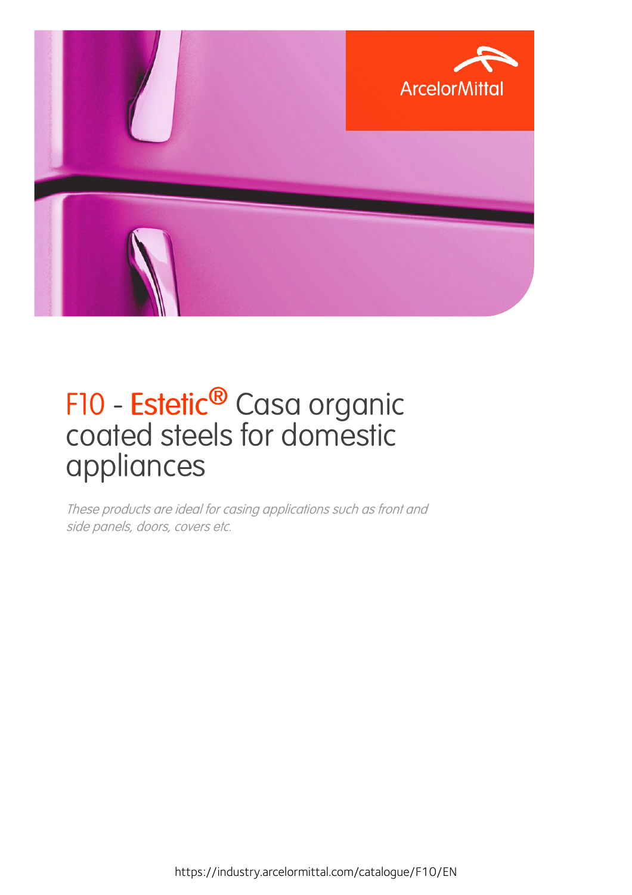# F10 - Estetic® Casa organic coated steels for domestic appliances

*These products are ideal for casing applications such as front and side panels, doors, covers etc.*

https://industry.arcelormittal.com/catalogue/F10/EN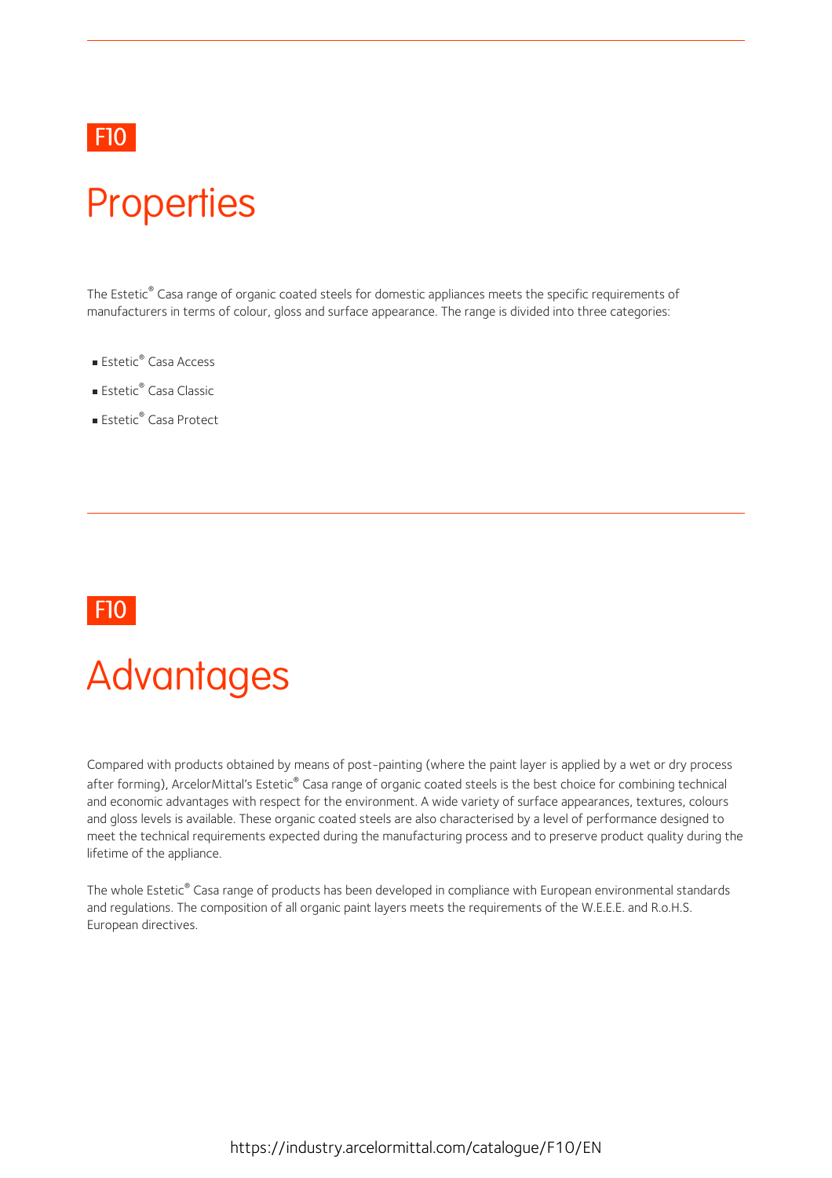F10

# Properties

The Estetic® Casa range of organic coated steels for domestic appliances meets the specific requirements of manufacturers in terms of colour, gloss and surface appearance. The range is divided into three categories:

- Estetic® Casa Access
- Estetic® Casa Classic
- Estetic® Casa Protect

F10

# Advantages

Compared with products obtained by means of post-painting (where the paint layer is applied by a wet or dry process after forming), ArcelorMittal's Estetic® Casa range of organic coated steels is the best choice for combining technical and economic advantages with respect for the environment. A wide variety of surface appearances, textures, colours and gloss levels is available. These organic coated steels are also characterised by a level of performance designed to meet the technical requirements expected during the manufacturing process and to preserve product quality during the lifetime of the appliance.

The whole Estetic® Casa range of products has been developed in compliance with European environmental standards and regulations. The composition of all organic paint layers meets the requirements of the W.E.E.E. and R.o.H.S. European directives.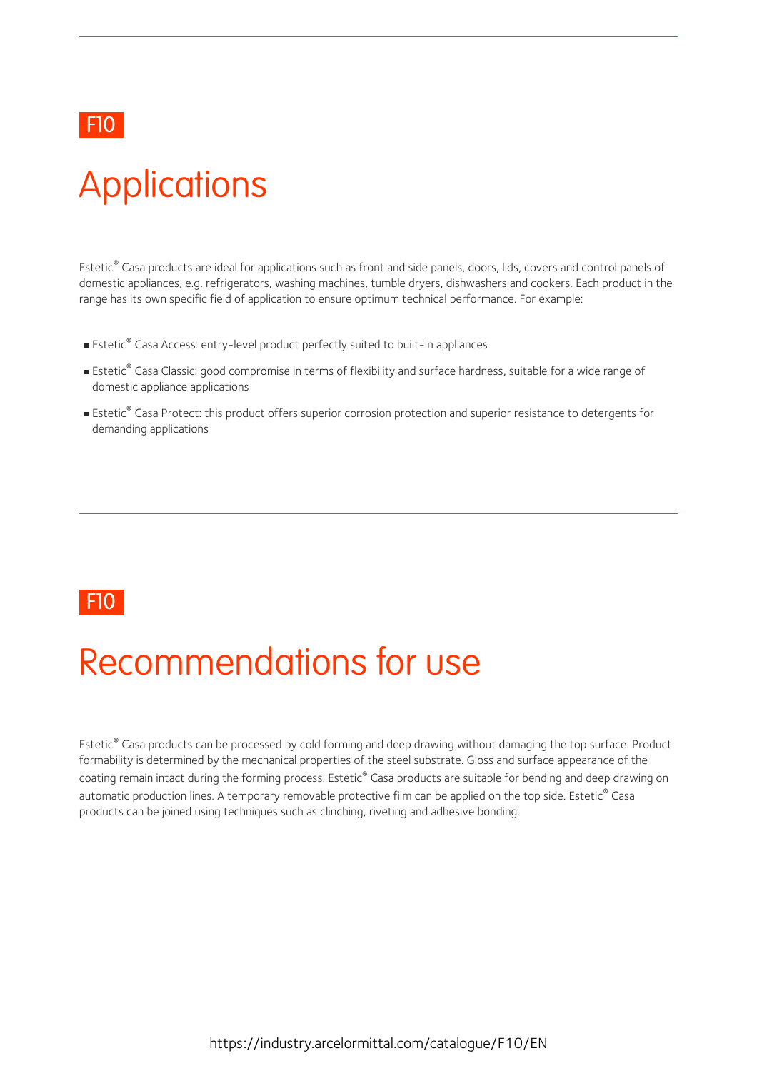F10

# Applications

Estetic® Casa products are ideal for applications such as front and side panels, doors, lids, covers and control panels of domestic appliances, e.g. refrigerators, washing machines, tumble dryers, dishwashers and cookers. Each product in the range has its own specific field of application to ensure optimum technical performance. For example:

- Estetic® Casa Access: entry-level product perfectly suited to built-in appliances
- Estetic® Casa Classic: good compromise in terms of flexibility and surface hardness, suitable for a wide range of domestic appliance applications
- Estetic® Casa Protect: this product offers superior corrosion protection and superior resistance to detergents for demanding applications

F10

# Recommendations for use

Estetic® Casa products can be processed by cold forming and deep drawing without damaging the top surface. Product formability is determined by the mechanical properties of the steel substrate. Gloss and surface appearance of the coating remain intact during the forming process. Estetic® Casa products are suitable for bending and deep drawing on automatic production lines. A temporary removable protective film can be applied on the top side. Estetic® Casa products can be joined using techniques such as clinching, riveting and adhesive bonding.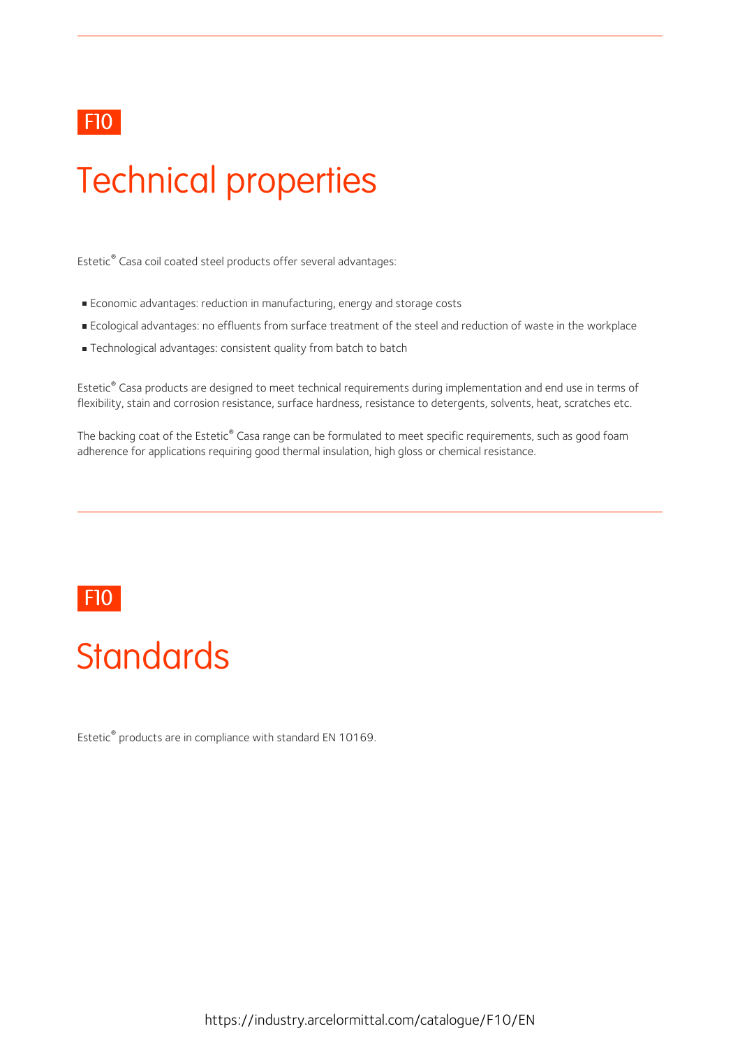F10

# Technical properties

Estetic® Casa coil coated steel products offer several advantages:

- Economic advantages: reduction in manufacturing, energy and storage costs
- Ecological advantages: no effluents from surface treatment of the steel and reduction of waste in the workplace
- Technological advantages: consistent quality from batch to batch

Estetic® Casa products are designed to meet technical requirements during implementation and end use in terms of flexibility, stain and corrosion resistance, surface hardness, resistance to detergents, solvents, heat, scratches etc.

The backing coat of the Estetic® Casa range can be formulated to meet specific requirements, such as good foam adherence for applications requiring good thermal insulation, high gloss or chemical resistance.

F10

# Standards

Estetic® products are in compliance with standard EN 10169.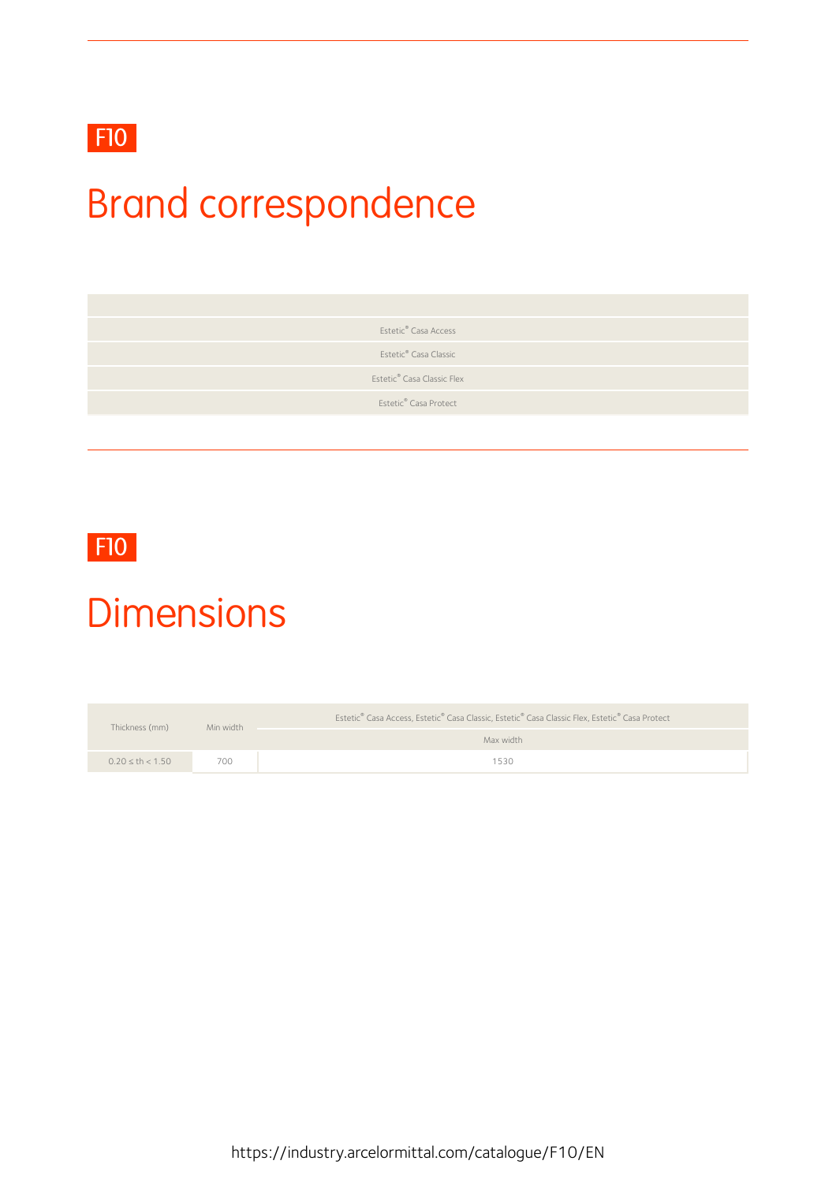F10

# Brand correspondence

| |
|---|
| Estetic® Casa Access |
| Estetic® Casa Classic |
| Estetic® Casa Classic Flex |
| Estetic® Casa Protect |

F10

# Dimensions

| Thickness (mm) | Min width | Estetic® Casa Access, Estetic® Casa Classic, Estetic® Casa Classic Flex, Estetic® Casa Protect |
|---|---|---|
| | | Max width |
| 0.20 ≤ th < 1.50 | 700 | 1530 |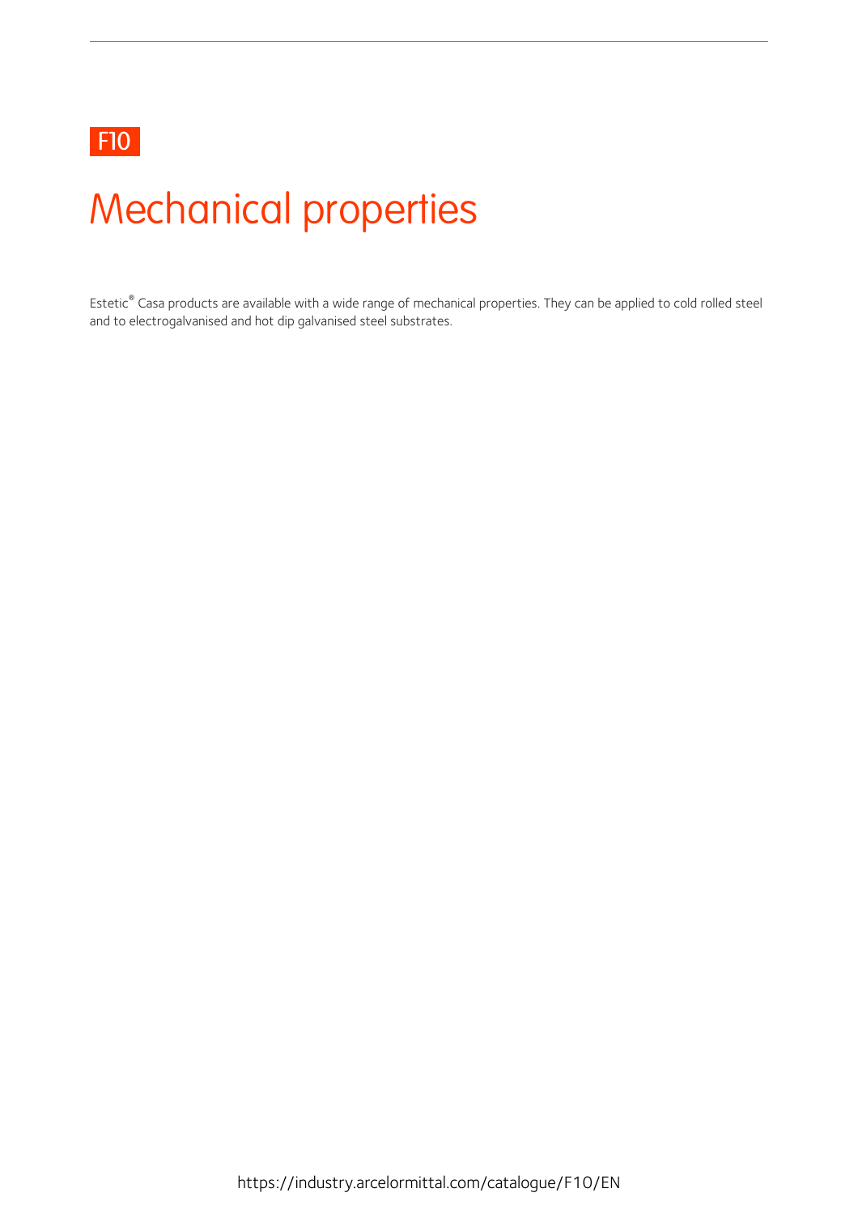F10

# Mechanical properties

Estetic® Casa products are available with a wide range of mechanical properties. They can be applied to cold rolled steel and to electrogalvanised and hot dip galvanised steel substrates.

https://industry.arcelormittal.com/catalogue/F10/EN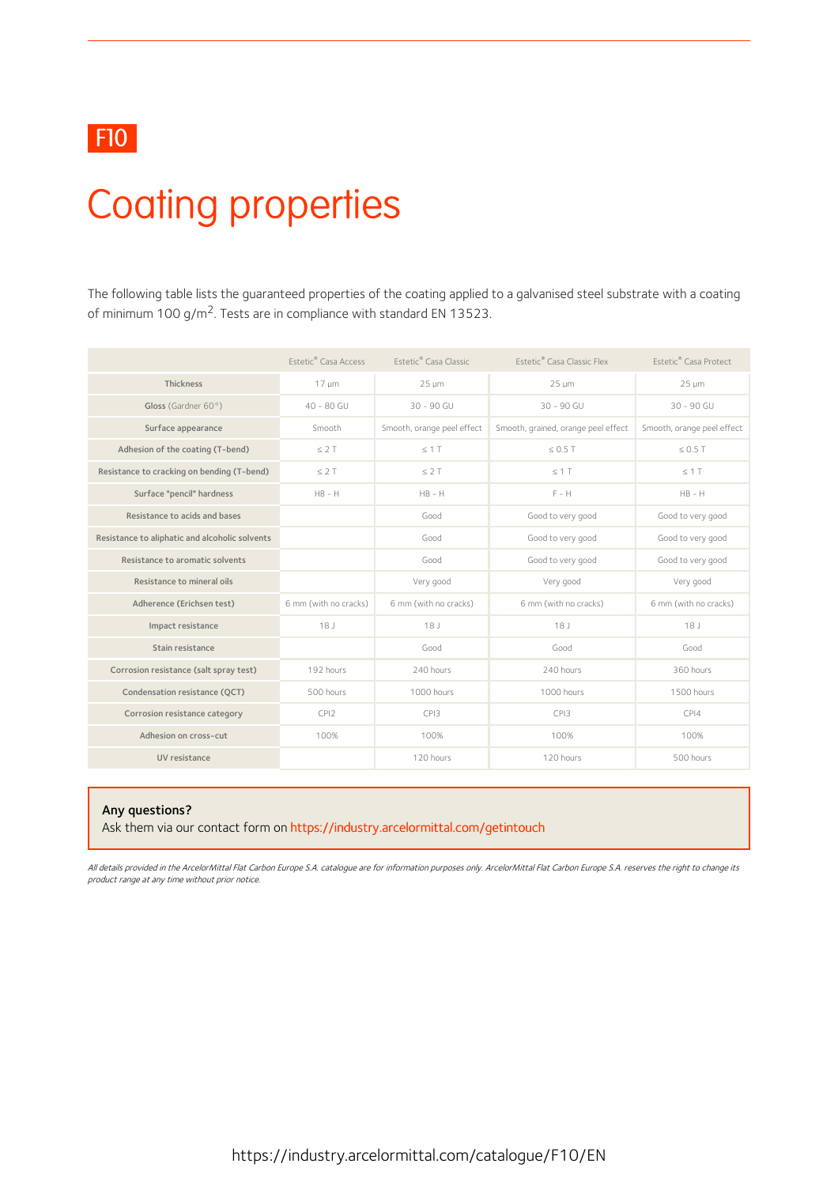F10

# Coating properties

The following table lists the guaranteed properties of the coating applied to a galvanised steel substrate with a coating of minimum 100 g/m$^2$. Tests are in compliance with standard EN 13523.

| | Estetic® Casa Access | Estetic® Casa Classic | Estetic® Casa Classic Flex | Estetic® Casa Protect |
|---|---|---|---|---|
| Thickness | 17 µm | 25 µm | 25 µm | 25 µm |
| Gloss (Gardner 60°) | 40 - 80 GU | 30 - 90 GU | 30 - 90 GU | 30 - 90 GU |
| Surface appearance | Smooth | Smooth, orange peel effect | Smooth, grained, orange peel effect | Smooth, orange peel effect |
| Adhesion of the coating (T-bend) | ≤ 2 T | ≤ 1 T | ≤ 0.5 T | ≤ 0.5 T |
| Resistance to cracking on bending (T-bend) | ≤ 2 T | ≤ 2 T | ≤ 1 T | ≤ 1 T |
| Surface "pencil" hardness | HB - H | HB - H | F - H | HB - H |
| Resistance to acids and bases | | Good | Good to very good | Good to very good |
| Resistance to aliphatic and alcoholic solvents | | Good | Good to very good | Good to very good |
| Resistance to aromatic solvents | | Good | Good to very good | Good to very good |
| Resistance to mineral oils | | Very good | Very good | Very good |
| Adherence (Erichsen test) | 6 mm (with no cracks) | 6 mm (with no cracks) | 6 mm (with no cracks) | 6 mm (with no cracks) |
| Impact resistance | 18 J | 18 J | 18 J | 18 J |
| Stain resistance | | Good | Good | Good |
| Corrosion resistance (salt spray test) | 192 hours | 240 hours | 240 hours | 360 hours |
| Condensation resistance (QCT) | 500 hours | 1000 hours | 1000 hours | 1500 hours |
| Corrosion resistance category | CPI2 | CPI3 | CPI3 | CPI4 |
| Adhesion on cross-cut | 100% | 100% | 100% | 100% |
| UV resistance | | 120 hours | 120 hours | 500 hours |

**Any questions?**
Ask them via our contact form on https://industry.arcelormittal.com/getintouch

*All details provided in the ArcelorMittal Flat Carbon Europe S.A. catalogue are for information purposes only. ArcelorMittal Flat Carbon Europe S.A. reserves the right to change its product range at any time without prior notice.*

https://industry.arcelormittal.com/catalogue/F10/EN